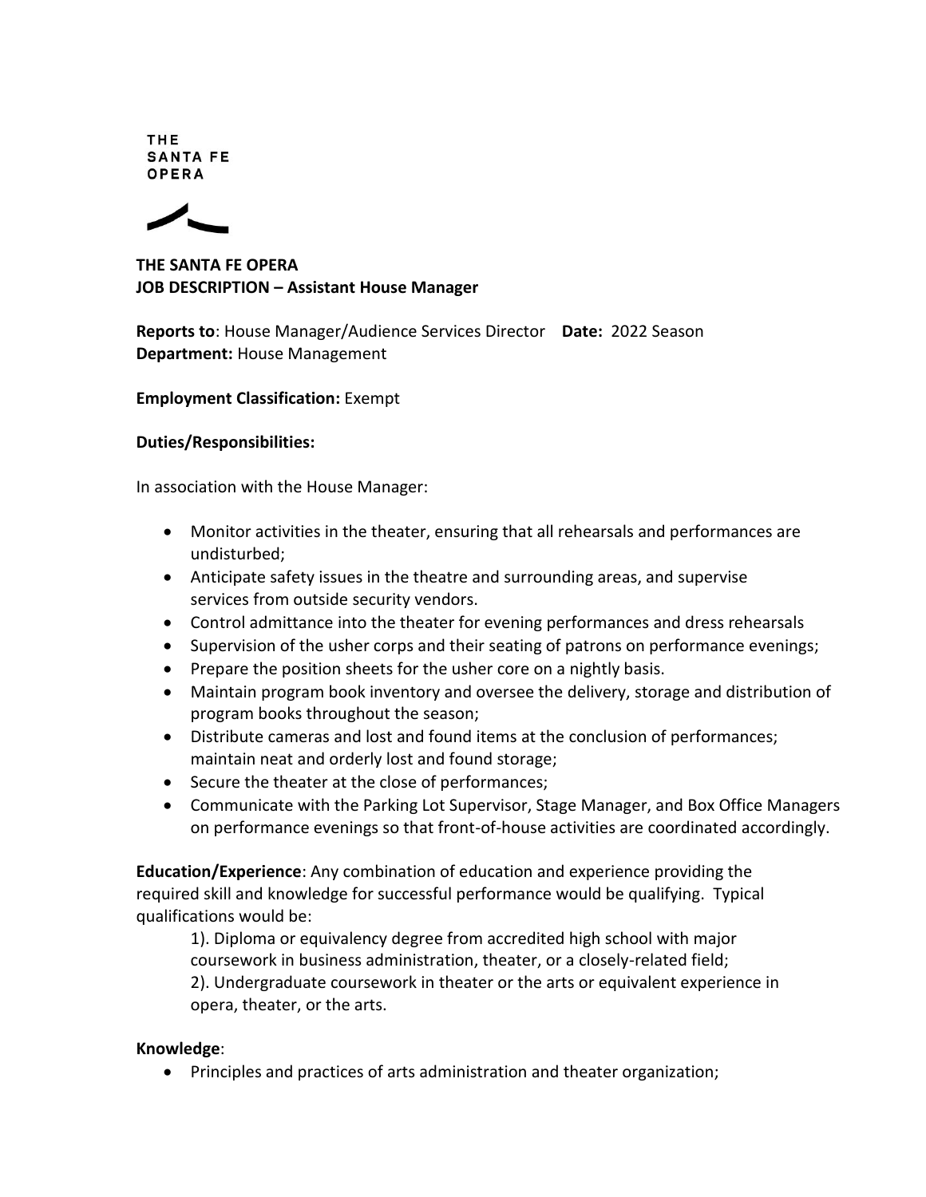THE
SANTA FE
OPERA

**THE SANTA FE OPERA**
**JOB DESCRIPTION – Assistant House Manager**

**Reports to**: House Manager/Audience Services Director **Date:** 2022 Season
**Department:** House Management

**Employment Classification:** Exempt

**Duties/Responsibilities:**

In association with the House Manager:

- Monitor activities in the theater, ensuring that all rehearsals and performances are undisturbed;
- Anticipate safety issues in the theatre and surrounding areas, and supervise services from outside security vendors.
- Control admittance into the theater for evening performances and dress rehearsals
- Supervision of the usher corps and their seating of patrons on performance evenings;
- Prepare the position sheets for the usher core on a nightly basis.
- Maintain program book inventory and oversee the delivery, storage and distribution of program books throughout the season;
- Distribute cameras and lost and found items at the conclusion of performances; maintain neat and orderly lost and found storage;
- Secure the theater at the close of performances;
- Communicate with the Parking Lot Supervisor, Stage Manager, and Box Office Managers on performance evenings so that front-of-house activities are coordinated accordingly.

**Education/Experience**: Any combination of education and experience providing the required skill and knowledge for successful performance would be qualifying. Typical qualifications would be:

1). Diploma or equivalency degree from accredited high school with major coursework in business administration, theater, or a closely-related field;
2). Undergraduate coursework in theater or the arts or equivalent experience in opera, theater, or the arts.

**Knowledge**:

- Principles and practices of arts administration and theater organization;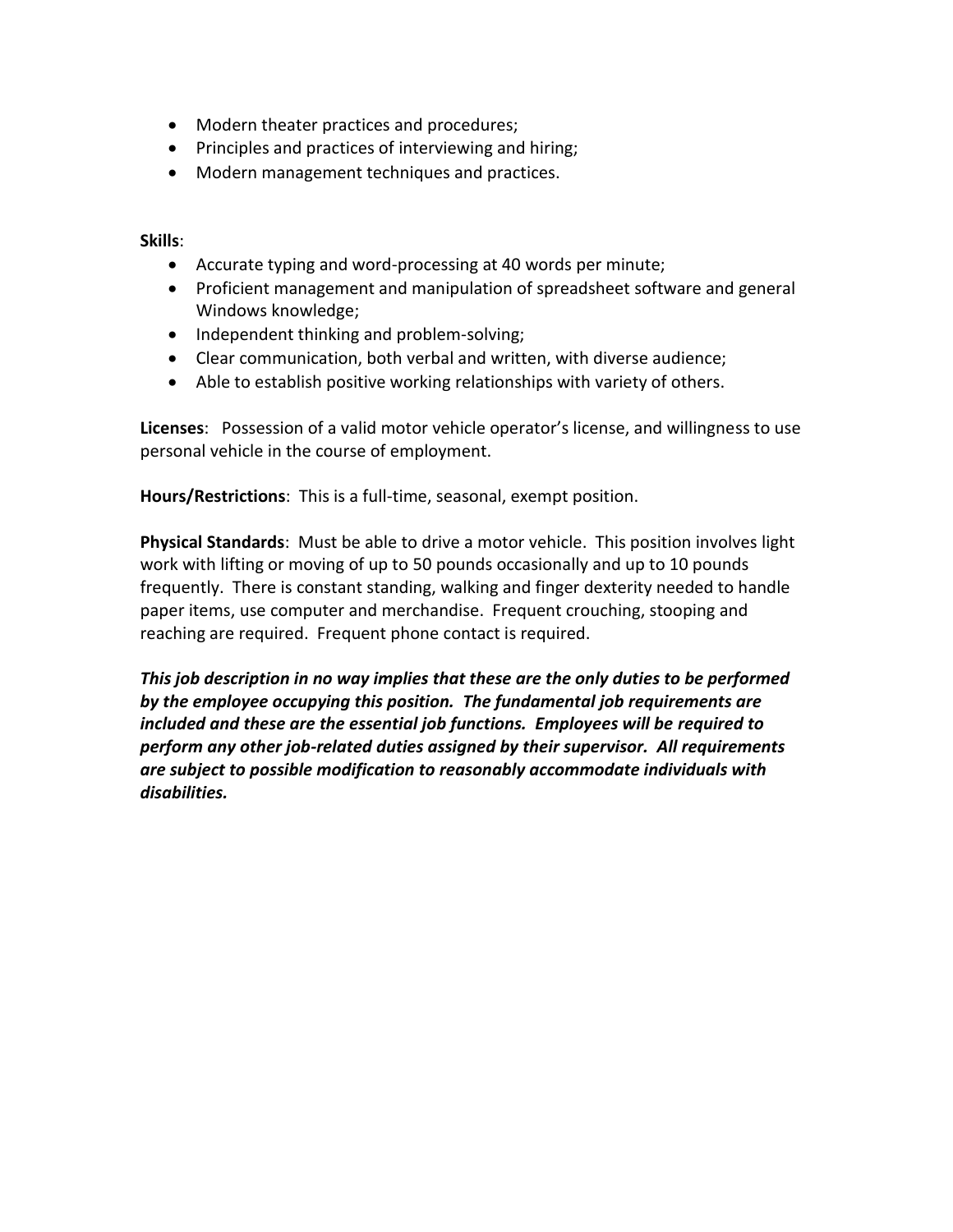- Modern theater practices and procedures;
- Principles and practices of interviewing and hiring;
- Modern management techniques and practices.

**Skills**:

- Accurate typing and word-processing at 40 words per minute;
- Proficient management and manipulation of spreadsheet software and general Windows knowledge;
- Independent thinking and problem-solving;
- Clear communication, both verbal and written, with diverse audience;
- Able to establish positive working relationships with variety of others.

**Licenses**: Possession of a valid motor vehicle operator's license, and willingness to use personal vehicle in the course of employment.

**Hours/Restrictions**: This is a full-time, seasonal, exempt position.

**Physical Standards**: Must be able to drive a motor vehicle. This position involves light work with lifting or moving of up to 50 pounds occasionally and up to 10 pounds frequently. There is constant standing, walking and finger dexterity needed to handle paper items, use computer and merchandise. Frequent crouching, stooping and reaching are required. Frequent phone contact is required.

***This job description in no way implies that these are the only duties to be performed by the employee occupying this position. The fundamental job requirements are included and these are the essential job functions. Employees will be required to perform any other job-related duties assigned by their supervisor. All requirements are subject to possible modification to reasonably accommodate individuals with disabilities.***